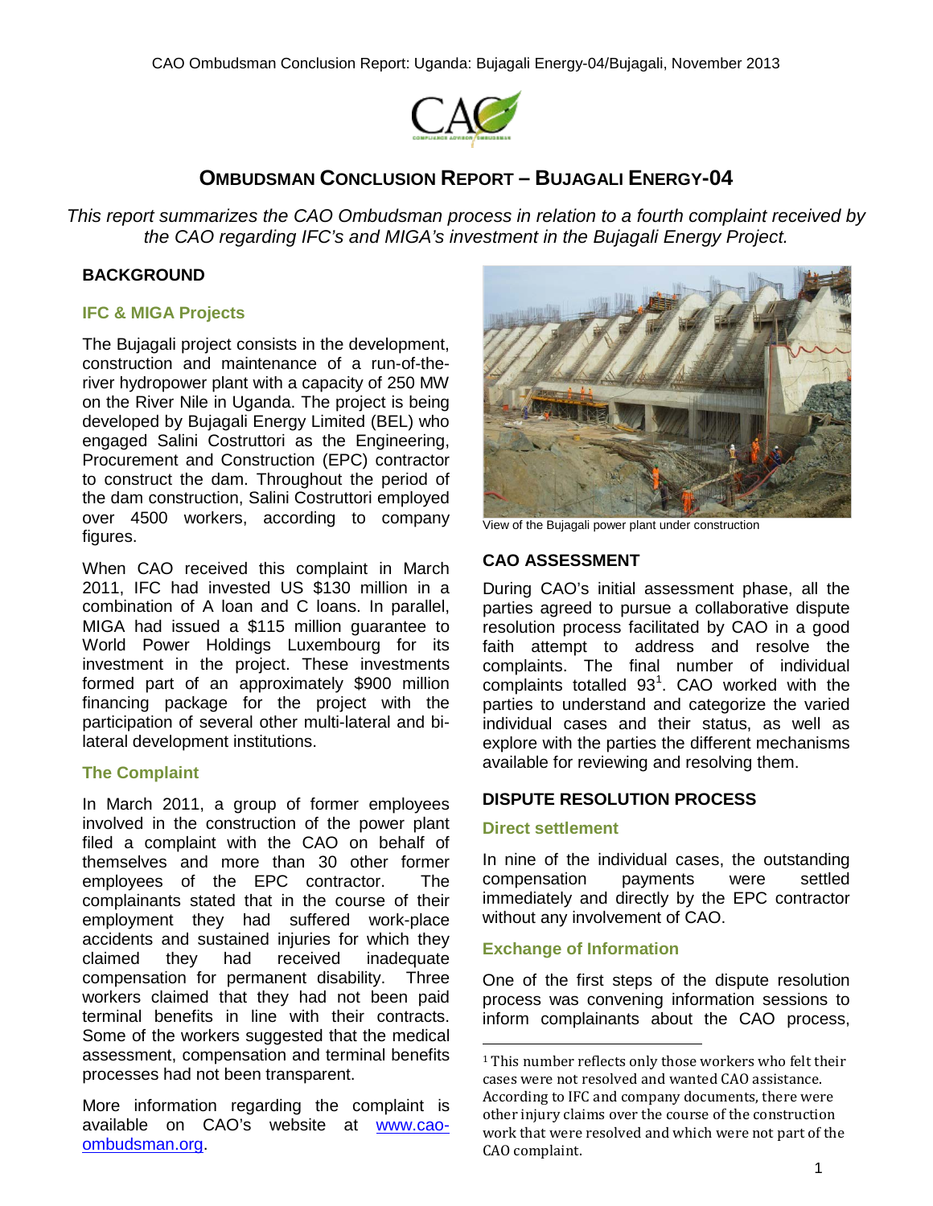# OMBUDSMAN CONCLUSION REPORT – BUJAGALI ENERGY-04

*This report summarizes the CAO Ombudsman process in relation to a fourth complaint received by the CAO regarding IFC's and MIGA's investment in the Bujagali Energy Project.*

## BACKGROUND

### IFC & MIGA Projects

The Bujagali project consists in the development, construction and maintenance of a run-of-the-river hydropower plant with a capacity of 250 MW on the River Nile in Uganda. The project is being developed by Bujagali Energy Limited (BEL) who engaged Salini Costruttori as the Engineering, Procurement and Construction (EPC) contractor to construct the dam. Throughout the period of the dam construction, Salini Costruttori employed over 4500 workers, according to company figures.

When CAO received this complaint in March 2011, IFC had invested US $130 million in a combination of A loan and C loans. In parallel, MIGA had issued a $115 million guarantee to World Power Holdings Luxembourg for its investment in the project. These investments formed part of an approximately $900 million financing package for the project with the participation of several other multi-lateral and bi-lateral development institutions.

### The Complaint

In March 2011, a group of former employees involved in the construction of the power plant filed a complaint with the CAO on behalf of themselves and more than 30 other former employees of the EPC contractor. The complainants stated that in the course of their employment they had suffered work-place accidents and sustained injuries for which they claimed they had received inadequate compensation for permanent disability. Three workers claimed that they had not been paid terminal benefits in line with their contracts. Some of the workers suggested that the medical assessment, compensation and terminal benefits processes had not been transparent.

More information regarding the complaint is available on CAO's website at [www.cao-ombudsman.org](www.cao-ombudsman.org).

View of the Bujagali power plant under construction

## CAO ASSESSMENT

During CAO's initial assessment phase, all the parties agreed to pursue a collaborative dispute resolution process facilitated by CAO in a good faith attempt to address and resolve the complaints. The final number of individual complaints totalled 93[1]. CAO worked with the parties to understand and categorize the varied individual cases and their status, as well as explore with the parties the different mechanisms available for reviewing and resolving them.

## DISPUTE RESOLUTION PROCESS

### Direct settlement

In nine of the individual cases, the outstanding compensation payments were settled immediately and directly by the EPC contractor without any involvement of CAO.

### Exchange of Information

One of the first steps of the dispute resolution process was convening information sessions to inform complainants about the CAO process,

[1] This number reflects only those workers who felt their cases were not resolved and wanted CAO assistance. According to IFC and company documents, there were other injury claims over the course of the construction work that were resolved and which were not part of the CAO complaint.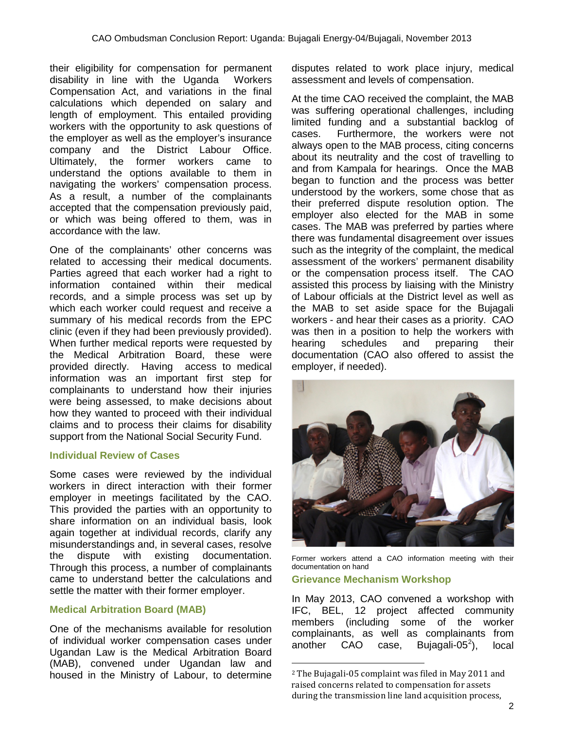their eligibility for compensation for permanent disability in line with the Uganda Workers Compensation Act, and variations in the final calculations which depended on salary and length of employment. This entailed providing workers with the opportunity to ask questions of the employer as well as the employer's insurance company and the District Labour Office. Ultimately, the former workers came to understand the options available to them in navigating the workers' compensation process. As a result, a number of the complainants accepted that the compensation previously paid, or which was being offered to them, was in accordance with the law.

One of the complainants' other concerns was related to accessing their medical documents. Parties agreed that each worker had a right to information contained within their medical records, and a simple process was set up by which each worker could request and receive a summary of his medical records from the EPC clinic (even if they had been previously provided). When further medical reports were requested by the Medical Arbitration Board, these were provided directly. Having access to medical information was an important first step for complainants to understand how their injuries were being assessed, to make decisions about how they wanted to proceed with their individual claims and to process their claims for disability support from the National Social Security Fund.

### Individual Review of Cases

Some cases were reviewed by the individual workers in direct interaction with their former employer in meetings facilitated by the CAO. This provided the parties with an opportunity to share information on an individual basis, look again together at individual records, clarify any misunderstandings and, in several cases, resolve the dispute with existing documentation. Through this process, a number of complainants came to understand better the calculations and settle the matter with their former employer.

### Medical Arbitration Board (MAB)

One of the mechanisms available for resolution of individual worker compensation cases under Ugandan Law is the Medical Arbitration Board (MAB), convened under Ugandan law and housed in the Ministry of Labour, to determine disputes related to work place injury, medical assessment and levels of compensation.

At the time CAO received the complaint, the MAB was suffering operational challenges, including limited funding and a substantial backlog of cases. Furthermore, the workers were not always open to the MAB process, citing concerns about its neutrality and the cost of travelling to and from Kampala for hearings. Once the MAB began to function and the process was better understood by the workers, some chose that as their preferred dispute resolution option. The employer also elected for the MAB in some cases. The MAB was preferred by parties where there was fundamental disagreement over issues such as the integrity of the complaint, the medical assessment of the workers' permanent disability or the compensation process itself. The CAO assisted this process by liaising with the Ministry of Labour officials at the District level as well as the MAB to set aside space for the Bujagali workers - and hear their cases as a priority. CAO was then in a position to help the workers with hearing schedules and preparing their documentation (CAO also offered to assist the employer, if needed).

Former workers attend a CAO information meeting with their documentation on hand

### Grievance Mechanism Workshop

In May 2013, CAO convened a workshop with IFC, BEL, 12 project affected community members (including some of the worker complainants, as well as complainants from another CAO case, Bujagali-05[2]), local

[2] The Bujagali-05 complaint was filed in May 2011 and raised concerns related to compensation for assets during the transmission line land acquisition process,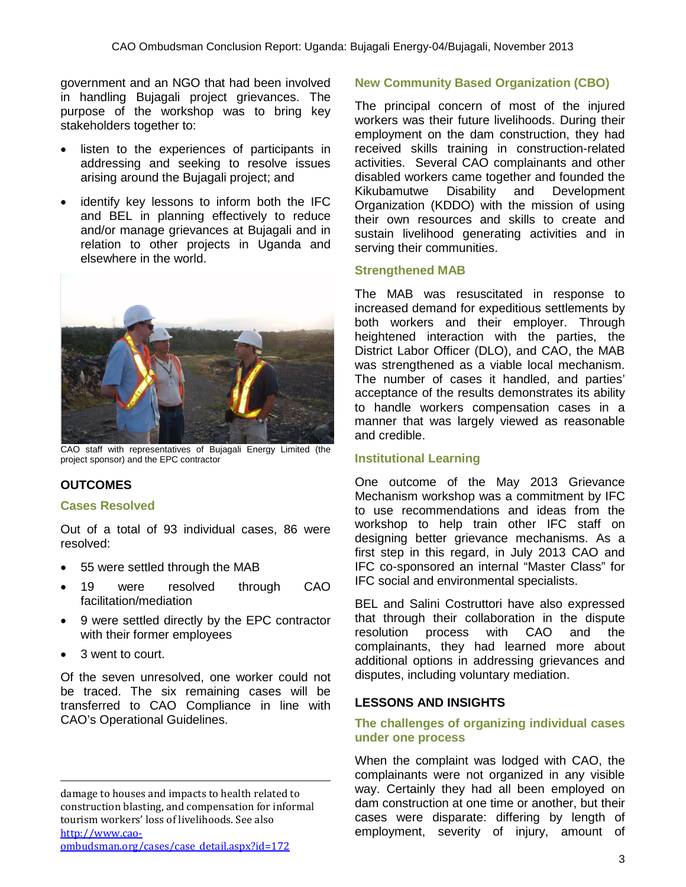government and an NGO that had been involved in handling Bujagali project grievances. The purpose of the workshop was to bring key stakeholders together to:

- listen to the experiences of participants in addressing and seeking to resolve issues arising around the Bujagali project; and
- identify key lessons to inform both the IFC and BEL in planning effectively to reduce and/or manage grievances at Bujagali and in relation to other projects in Uganda and elsewhere in the world.

CAO staff with representatives of Bujagali Energy Limited (the project sponsor) and the EPC contractor

## OUTCOMES

### Cases Resolved

Out of a total of 93 individual cases, 86 were resolved:

- 55 were settled through the MAB
- 19 were resolved through CAO facilitation/mediation
- 9 were settled directly by the EPC contractor with their former employees
- 3 went to court.

Of the seven unresolved, one worker could not be traced. The six remaining cases will be transferred to CAO Compliance in line with CAO's Operational Guidelines.

### New Community Based Organization (CBO)

The principal concern of most of the injured workers was their future livelihoods. During their employment on the dam construction, they had received skills training in construction-related activities. Several CAO complainants and other disabled workers came together and founded the Kikubamutwe Disability and Development Organization (KDDO) with the mission of using their own resources and skills to create and sustain livelihood generating activities and in serving their communities.

### Strengthened MAB

The MAB was resuscitated in response to increased demand for expeditious settlements by both workers and their employer. Through heightened interaction with the parties, the District Labor Officer (DLO), and CAO, the MAB was strengthened as a viable local mechanism. The number of cases it handled, and parties' acceptance of the results demonstrates its ability to handle workers compensation cases in a manner that was largely viewed as reasonable and credible.

### Institutional Learning

One outcome of the May 2013 Grievance Mechanism workshop was a commitment by IFC to use recommendations and ideas from the workshop to help train other IFC staff on designing better grievance mechanisms. As a first step in this regard, in July 2013 CAO and IFC co-sponsored an internal "Master Class" for IFC social and environmental specialists.

BEL and Salini Costruttori have also expressed that through their collaboration in the dispute resolution process with CAO and the complainants, they had learned more about additional options in addressing grievances and disputes, including voluntary mediation.

## LESSONS AND INSIGHTS

### The challenges of organizing individual cases under one process

When the complaint was lodged with CAO, the complainants were not organized in any visible way. Certainly they had all been employed on dam construction at one time or another, but their cases were disparate: differing by length of employment, severity of injury, amount of

---

damage to houses and impacts to health related to construction blasting, and compensation for informal tourism workers' loss of livelihoods. See also http://www.cao-ombudsman.org/cases/case_detail.aspx?id=172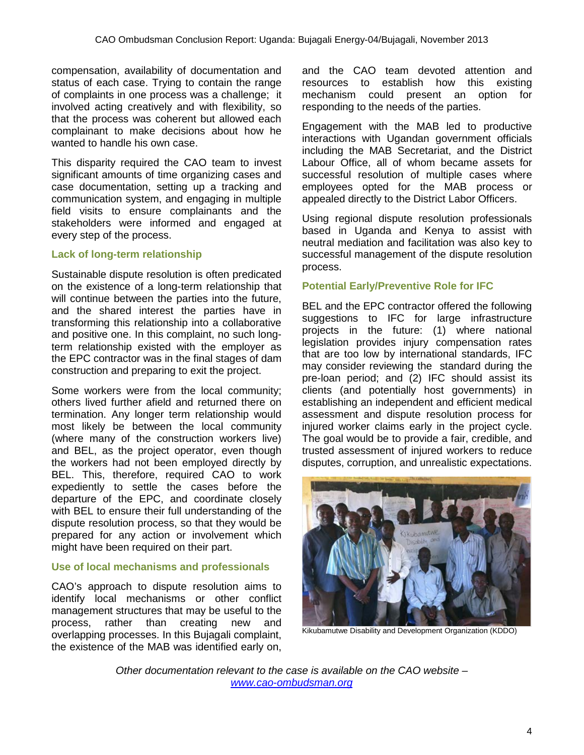compensation, availability of documentation and status of each case. Trying to contain the range of complaints in one process was a challenge; it involved acting creatively and with flexibility, so that the process was coherent but allowed each complainant to make decisions about how he wanted to handle his own case.

This disparity required the CAO team to invest significant amounts of time organizing cases and case documentation, setting up a tracking and communication system, and engaging in multiple field visits to ensure complainants and the stakeholders were informed and engaged at every step of the process.

### Lack of long-term relationship

Sustainable dispute resolution is often predicated on the existence of a long-term relationship that will continue between the parties into the future, and the shared interest the parties have in transforming this relationship into a collaborative and positive one. In this complaint, no such long-term relationship existed with the employer as the EPC contractor was in the final stages of dam construction and preparing to exit the project.

Some workers were from the local community; others lived further afield and returned there on termination. Any longer term relationship would most likely be between the local community (where many of the construction workers live) and BEL, as the project operator, even though the workers had not been employed directly by BEL. This, therefore, required CAO to work expediently to settle the cases before the departure of the EPC, and coordinate closely with BEL to ensure their full understanding of the dispute resolution process, so that they would be prepared for any action or involvement which might have been required on their part.

### Use of local mechanisms and professionals

CAO's approach to dispute resolution aims to identify local mechanisms or other conflict management structures that may be useful to the process, rather than creating new and overlapping processes. In this Bujagali complaint, the existence of the MAB was identified early on, and the CAO team devoted attention and resources to establish how this existing mechanism could present an option for responding to the needs of the parties.

Engagement with the MAB led to productive interactions with Ugandan government officials including the MAB Secretariat, and the District Labour Office, all of whom became assets for successful resolution of multiple cases where employees opted for the MAB process or appealed directly to the District Labor Officers.

Using regional dispute resolution professionals based in Uganda and Kenya to assist with neutral mediation and facilitation was also key to successful management of the dispute resolution process.

### Potential Early/Preventive Role for IFC

BEL and the EPC contractor offered the following suggestions to IFC for large infrastructure projects in the future: (1) where national legislation provides injury compensation rates that are too low by international standards, IFC may consider reviewing the standard during the pre-loan period; and (2) IFC should assist its clients (and potentially host governments) in establishing an independent and efficient medical assessment and dispute resolution process for injured worker claims early in the project cycle. The goal would be to provide a fair, credible, and trusted assessment of injured workers to reduce disputes, corruption, and unrealistic expectations.

Kikubamutwe Disability and Development Organization (KDDO)

*Other documentation relevant to the case is available on the CAO website – www.cao-ombudsman.org*